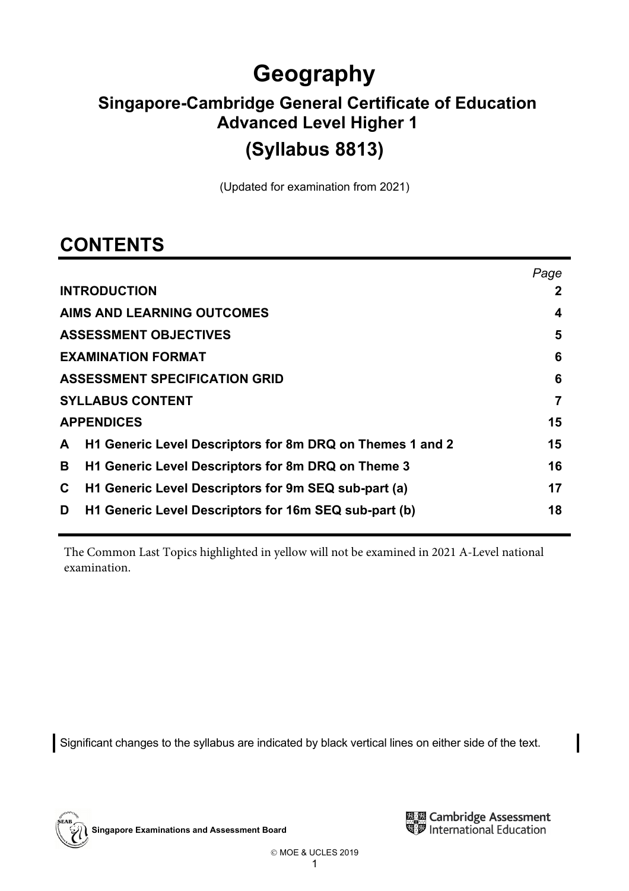# Geography

## Singapore-Cambridge General Certificate of Education Advanced Level Higher 1

## (Syllabus 8813)

(Updated for examination from 2021)

## CONTENTS

| | | Page |
|---|---|---|
| **INTRODUCTION** | | **2** |
| **AIMS AND LEARNING OUTCOMES** | | **4** |
| **ASSESSMENT OBJECTIVES** | | **5** |
| **EXAMINATION FORMAT** | | **6** |
| **ASSESSMENT SPECIFICATION GRID** | | **6** |
| **SYLLABUS CONTENT** | | **7** |
| **APPENDICES** | | **15** |
| **A** | **H1 Generic Level Descriptors for 8m DRQ on Themes 1 and 2** | **15** |
| **B** | **H1 Generic Level Descriptors for 8m DRQ on Theme 3** | **16** |
| **C** | **H1 Generic Level Descriptors for 9m SEQ sub-part (a)** | **17** |
| **D** | **H1 Generic Level Descriptors for 16m SEQ sub-part (b)** | **18** |

The Common Last Topics highlighted in yellow will not be examined in 2021 A-Level national examination.

Significant changes to the syllabus are indicated by black vertical lines on either side of the text.

Singapore Examinations and Assessment Board

Cambridge Assessment International Education

© MOE & UCLES 2019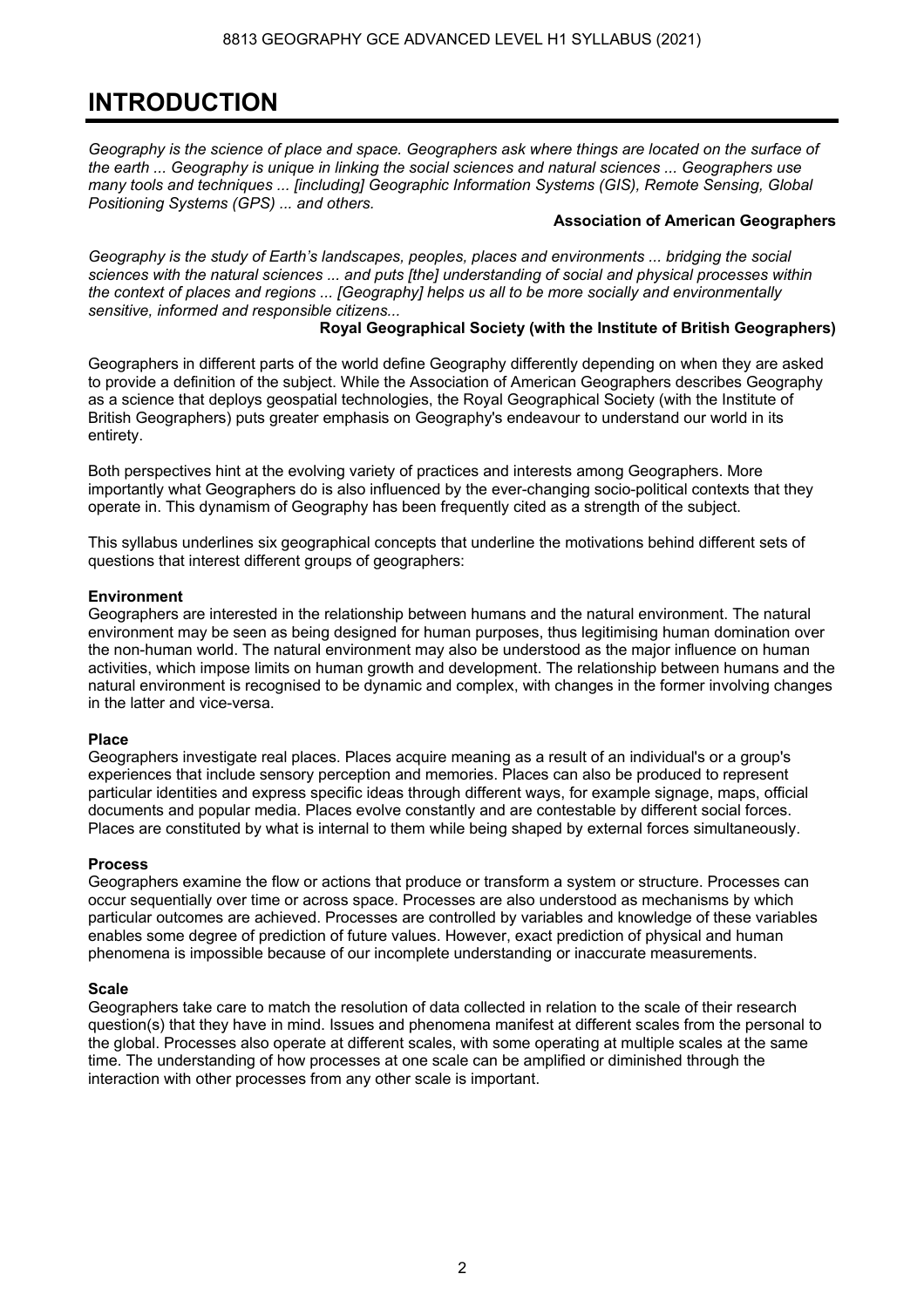# INTRODUCTION

*Geography is the science of place and space. Geographers ask where things are located on the surface of the earth ... Geography is unique in linking the social sciences and natural sciences ... Geographers use many tools and techniques ... [including] Geographic Information Systems (GIS), Remote Sensing, Global Positioning Systems (GPS) ... and others.*

**Association of American Geographers**

*Geography is the study of Earth's landscapes, peoples, places and environments ... bridging the social sciences with the natural sciences ... and puts [the] understanding of social and physical processes within the context of places and regions ... [Geography] helps us all to be more socially and environmentally sensitive, informed and responsible citizens...*

**Royal Geographical Society (with the Institute of British Geographers)**

Geographers in different parts of the world define Geography differently depending on when they are asked to provide a definition of the subject. While the Association of American Geographers describes Geography as a science that deploys geospatial technologies, the Royal Geographical Society (with the Institute of British Geographers) puts greater emphasis on Geography's endeavour to understand our world in its entirety.

Both perspectives hint at the evolving variety of practices and interests among Geographers. More importantly what Geographers do is also influenced by the ever-changing socio-political contexts that they operate in. This dynamism of Geography has been frequently cited as a strength of the subject.

This syllabus underlines six geographical concepts that underline the motivations behind different sets of questions that interest different groups of geographers:

**Environment**
Geographers are interested in the relationship between humans and the natural environment. The natural environment may be seen as being designed for human purposes, thus legitimising human domination over the non-human world. The natural environment may also be understood as the major influence on human activities, which impose limits on human growth and development. The relationship between humans and the natural environment is recognised to be dynamic and complex, with changes in the former involving changes in the latter and vice-versa.

**Place**
Geographers investigate real places. Places acquire meaning as a result of an individual's or a group's experiences that include sensory perception and memories. Places can also be produced to represent particular identities and express specific ideas through different ways, for example signage, maps, official documents and popular media. Places evolve constantly and are contestable by different social forces. Places are constituted by what is internal to them while being shaped by external forces simultaneously.

**Process**
Geographers examine the flow or actions that produce or transform a system or structure. Processes can occur sequentially over time or across space. Processes are also understood as mechanisms by which particular outcomes are achieved. Processes are controlled by variables and knowledge of these variables enables some degree of prediction of future values. However, exact prediction of physical and human phenomena is impossible because of our incomplete understanding or inaccurate measurements.

**Scale**
Geographers take care to match the resolution of data collected in relation to the scale of their research question(s) that they have in mind. Issues and phenomena manifest at different scales from the personal to the global. Processes also operate at different scales, with some operating at multiple scales at the same time. The understanding of how processes at one scale can be amplified or diminished through the interaction with other processes from any other scale is important.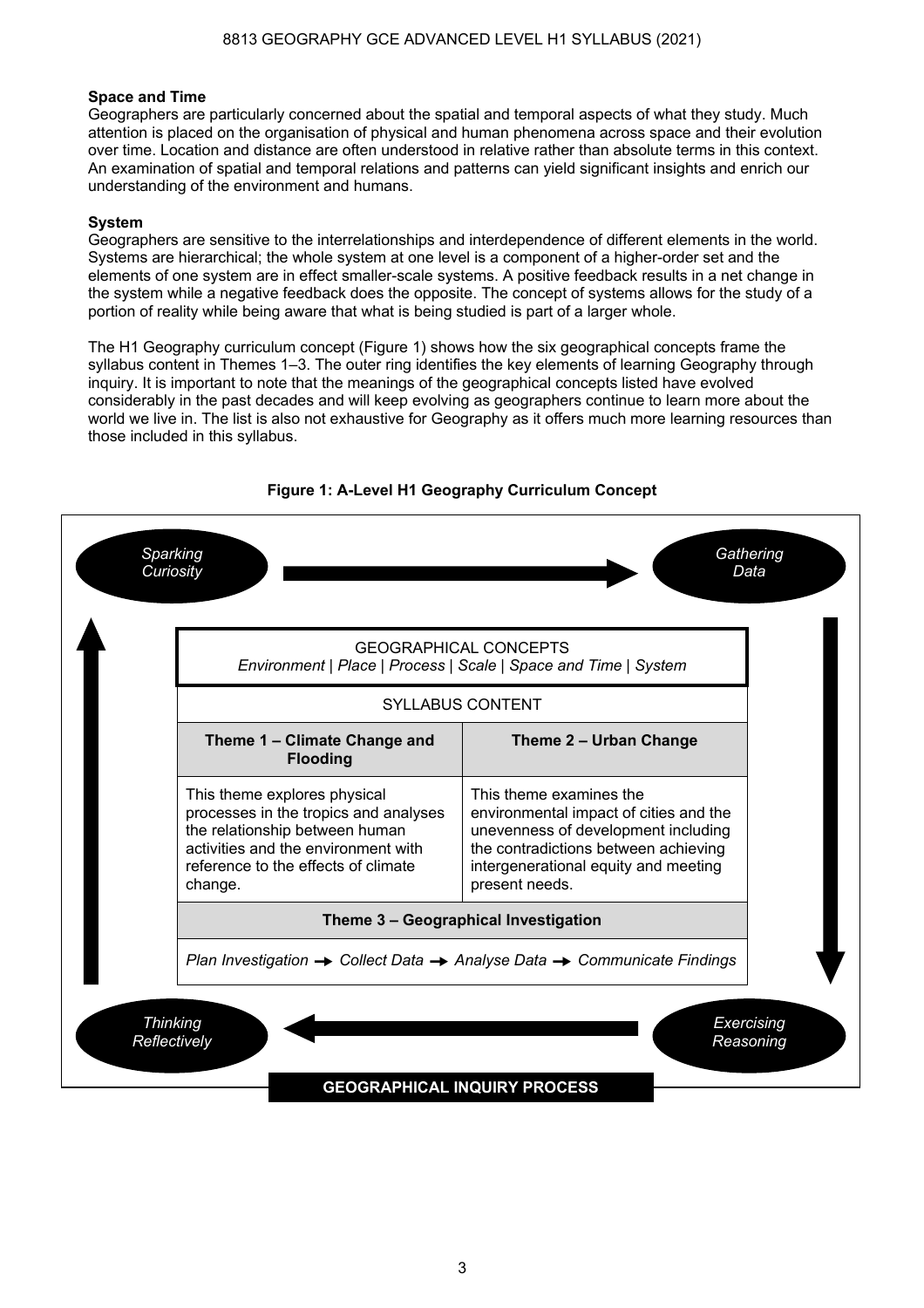**Space and Time**
Geographers are particularly concerned about the spatial and temporal aspects of what they study. Much attention is placed on the organisation of physical and human phenomena across space and their evolution over time. Location and distance are often understood in relative rather than absolute terms in this context. An examination of spatial and temporal relations and patterns can yield significant insights and enrich our understanding of the environment and humans.

**System**
Geographers are sensitive to the interrelationships and interdependence of different elements in the world. Systems are hierarchical; the whole system at one level is a component of a higher-order set and the elements of one system are in effect smaller-scale systems. A positive feedback results in a net change in the system while a negative feedback does the opposite. The concept of systems allows for the study of a portion of reality while being aware that what is being studied is part of a larger whole.

The H1 Geography curriculum concept (Figure 1) shows how the six geographical concepts frame the syllabus content in Themes 1–3. The outer ring identifies the key elements of learning Geography through inquiry. It is important to note that the meanings of the geographical concepts listed have evolved considerably in the past decades and will keep evolving as geographers continue to learn more about the world we live in. The list is also not exhaustive for Geography as it offers much more learning resources than those included in this syllabus.

**Figure 1: A-Level H1 Geography Curriculum Concept**

*Sparking Curiosity* → *Gathering Data* → *Exercising Reasoning* → *Thinking Reflectively* → *Sparking Curiosity*

GEOGRAPHICAL CONCEPTS
*Environment | Place | Process | Scale | Space and Time | System*

SYLLABUS CONTENT

| **Theme 1 – Climate Change and Flooding** | **Theme 2 – Urban Change** |
|---|---|
| This theme explores physical processes in the tropics and analyses the relationship between human activities and the environment with reference to the effects of climate change. | This theme examines the environmental impact of cities and the unevenness of development including the contradictions between achieving intergenerational equity and meeting present needs. |

**Theme 3 – Geographical Investigation**

*Plan Investigation → Collect Data → Analyse Data → Communicate Findings*

**GEOGRAPHICAL INQUIRY PROCESS**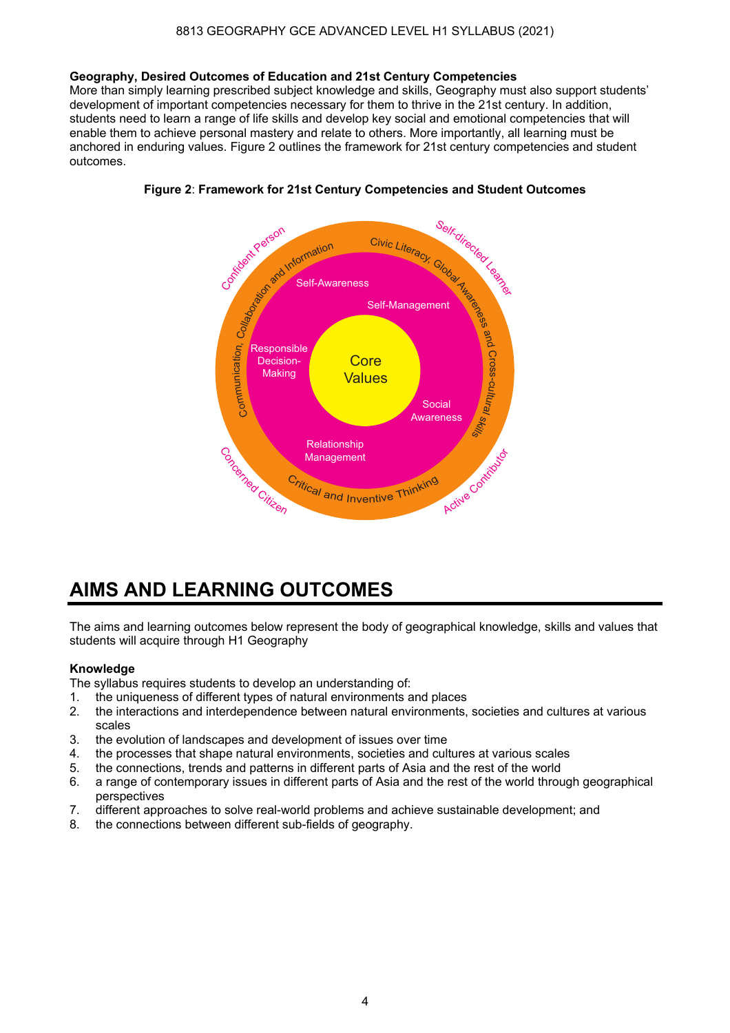**Geography, Desired Outcomes of Education and 21st Century Competencies**

More than simply learning prescribed subject knowledge and skills, Geography must also support students' development of important competencies necessary for them to thrive in the 21st century. In addition, students need to learn a range of life skills and develop key social and emotional competencies that will enable them to achieve personal mastery and relate to others. More importantly, all learning must be anchored in enduring values. Figure 2 outlines the framework for 21st century competencies and student outcomes.

**Figure 2**: **Framework for 21st Century Competencies and Student Outcomes**

Confident Person
Self-directed Learner
Concerned Citizen
Active Contributor
Communication, Collaboration and Information
Civic Literacy, Global Awareness and Cross-cultural skills
Critical and Inventive Thinking
Self-Awareness
Self-Management
Responsible Decision-Making
Social Awareness
Relationship Management
Core Values

# AIMS AND LEARNING OUTCOMES

The aims and learning outcomes below represent the body of geographical knowledge, skills and values that students will acquire through H1 Geography

**Knowledge**

The syllabus requires students to develop an understanding of:

1. the uniqueness of different types of natural environments and places
2. the interactions and interdependence between natural environments, societies and cultures at various scales
3. the evolution of landscapes and development of issues over time
4. the processes that shape natural environments, societies and cultures at various scales
5. the connections, trends and patterns in different parts of Asia and the rest of the world
6. a range of contemporary issues in different parts of Asia and the rest of the world through geographical perspectives
7. different approaches to solve real-world problems and achieve sustainable development; and
8. the connections between different sub-fields of geography.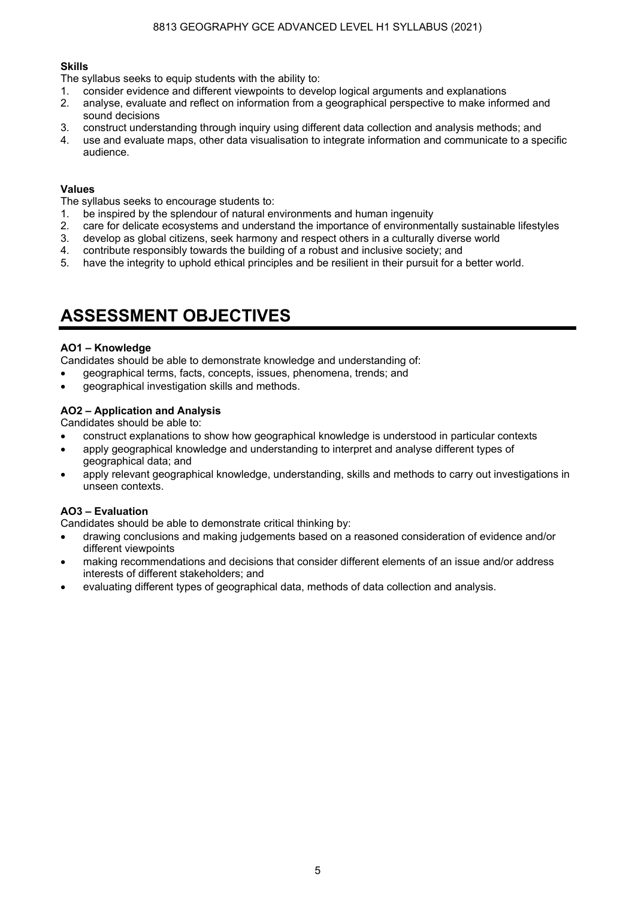**Skills**

The syllabus seeks to equip students with the ability to:

1. consider evidence and different viewpoints to develop logical arguments and explanations
2. analyse, evaluate and reflect on information from a geographical perspective to make informed and sound decisions
3. construct understanding through inquiry using different data collection and analysis methods; and
4. use and evaluate maps, other data visualisation to integrate information and communicate to a specific audience.

**Values**

The syllabus seeks to encourage students to:

1. be inspired by the splendour of natural environments and human ingenuity
2. care for delicate ecosystems and understand the importance of environmentally sustainable lifestyles
3. develop as global citizens, seek harmony and respect others in a culturally diverse world
4. contribute responsibly towards the building of a robust and inclusive society; and
5. have the integrity to uphold ethical principles and be resilient in their pursuit for a better world.

# ASSESSMENT OBJECTIVES

**AO1 – Knowledge**

Candidates should be able to demonstrate knowledge and understanding of:

- geographical terms, facts, concepts, issues, phenomena, trends; and
- geographical investigation skills and methods.

**AO2 – Application and Analysis**

Candidates should be able to:

- construct explanations to show how geographical knowledge is understood in particular contexts
- apply geographical knowledge and understanding to interpret and analyse different types of geographical data; and
- apply relevant geographical knowledge, understanding, skills and methods to carry out investigations in unseen contexts.

**AO3 – Evaluation**

Candidates should be able to demonstrate critical thinking by:

- drawing conclusions and making judgements based on a reasoned consideration of evidence and/or different viewpoints
- making recommendations and decisions that consider different elements of an issue and/or address interests of different stakeholders; and
- evaluating different types of geographical data, methods of data collection and analysis.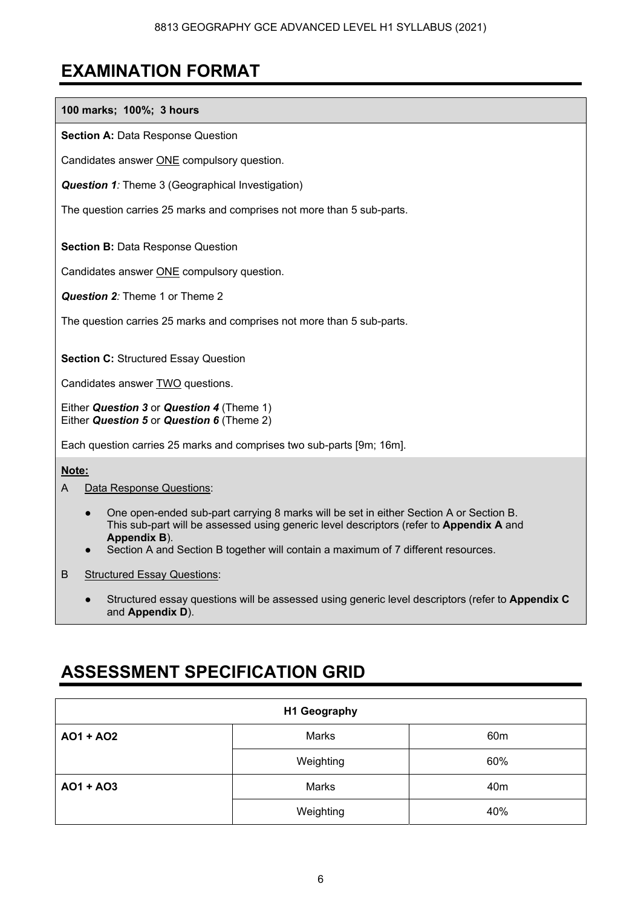# EXAMINATION FORMAT

**100 marks; 100%; 3 hours**

**Section A:** Data Response Question

Candidates answer ONE compulsory question.

***Question 1**:* Theme 3 (Geographical Investigation)

The question carries 25 marks and comprises not more than 5 sub-parts.

**Section B:** Data Response Question

Candidates answer ONE compulsory question.

***Question 2**:* Theme 1 or Theme 2

The question carries 25 marks and comprises not more than 5 sub-parts.

**Section C:** Structured Essay Question

Candidates answer TWO questions.

Either ***Question 3*** or ***Question 4*** (Theme 1)
Either ***Question 5*** or ***Question 6*** (Theme 2)

Each question carries 25 marks and comprises two sub-parts [9m; 16m].

**Note:**

A Data Response Questions:

- One open-ended sub-part carrying 8 marks will be set in either Section A or Section B. This sub-part will be assessed using generic level descriptors (refer to **Appendix A** and **Appendix B**).
- Section A and Section B together will contain a maximum of 7 different resources.

B Structured Essay Questions:

- Structured essay questions will be assessed using generic level descriptors (refer to **Appendix C** and **Appendix D**).

# ASSESSMENT SPECIFICATION GRID

| H1 Geography | | |
|---|---|---|
| **AO1 + AO2** | Marks | 60m |
| | Weighting | 60% |
| **AO1 + AO3** | Marks | 40m |
| | Weighting | 40% |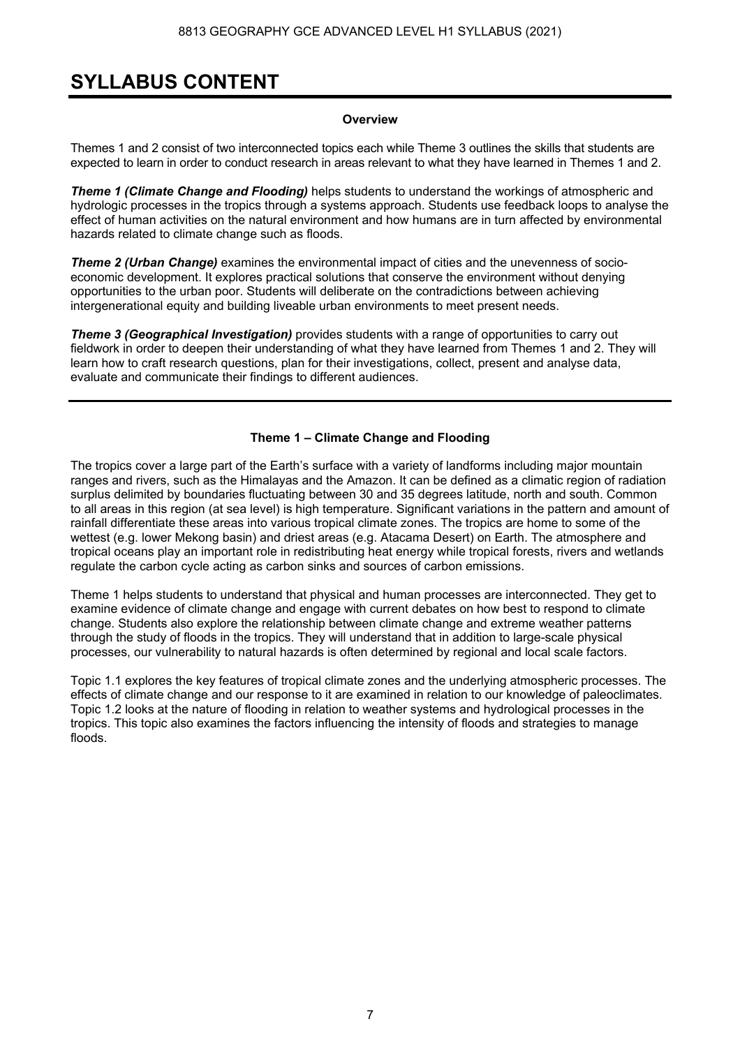# SYLLABUS CONTENT

**Overview**

Themes 1 and 2 consist of two interconnected topics each while Theme 3 outlines the skills that students are expected to learn in order to conduct research in areas relevant to what they have learned in Themes 1 and 2.

***Theme 1 (Climate Change and Flooding)*** helps students to understand the workings of atmospheric and hydrologic processes in the tropics through a systems approach. Students use feedback loops to analyse the effect of human activities on the natural environment and how humans are in turn affected by environmental hazards related to climate change such as floods.

***Theme 2 (Urban Change)*** examines the environmental impact of cities and the unevenness of socio-economic development. It explores practical solutions that conserve the environment without denying opportunities to the urban poor. Students will deliberate on the contradictions between achieving intergenerational equity and building liveable urban environments to meet present needs.

***Theme 3 (Geographical Investigation)*** provides students with a range of opportunities to carry out fieldwork in order to deepen their understanding of what they have learned from Themes 1 and 2. They will learn how to craft research questions, plan for their investigations, collect, present and analyse data, evaluate and communicate their findings to different audiences.

---

**Theme 1 – Climate Change and Flooding**

The tropics cover a large part of the Earth's surface with a variety of landforms including major mountain ranges and rivers, such as the Himalayas and the Amazon. It can be defined as a climatic region of radiation surplus delimited by boundaries fluctuating between 30 and 35 degrees latitude, north and south. Common to all areas in this region (at sea level) is high temperature. Significant variations in the pattern and amount of rainfall differentiate these areas into various tropical climate zones. The tropics are home to some of the wettest (e.g. lower Mekong basin) and driest areas (e.g. Atacama Desert) on Earth. The atmosphere and tropical oceans play an important role in redistributing heat energy while tropical forests, rivers and wetlands regulate the carbon cycle acting as carbon sinks and sources of carbon emissions.

Theme 1 helps students to understand that physical and human processes are interconnected. They get to examine evidence of climate change and engage with current debates on how best to respond to climate change. Students also explore the relationship between climate change and extreme weather patterns through the study of floods in the tropics. They will understand that in addition to large-scale physical processes, our vulnerability to natural hazards is often determined by regional and local scale factors.

Topic 1.1 explores the key features of tropical climate zones and the underlying atmospheric processes. The effects of climate change and our response to it are examined in relation to our knowledge of paleoclimates. Topic 1.2 looks at the nature of flooding in relation to weather systems and hydrological processes in the tropics. This topic also examines the factors influencing the intensity of floods and strategies to manage floods.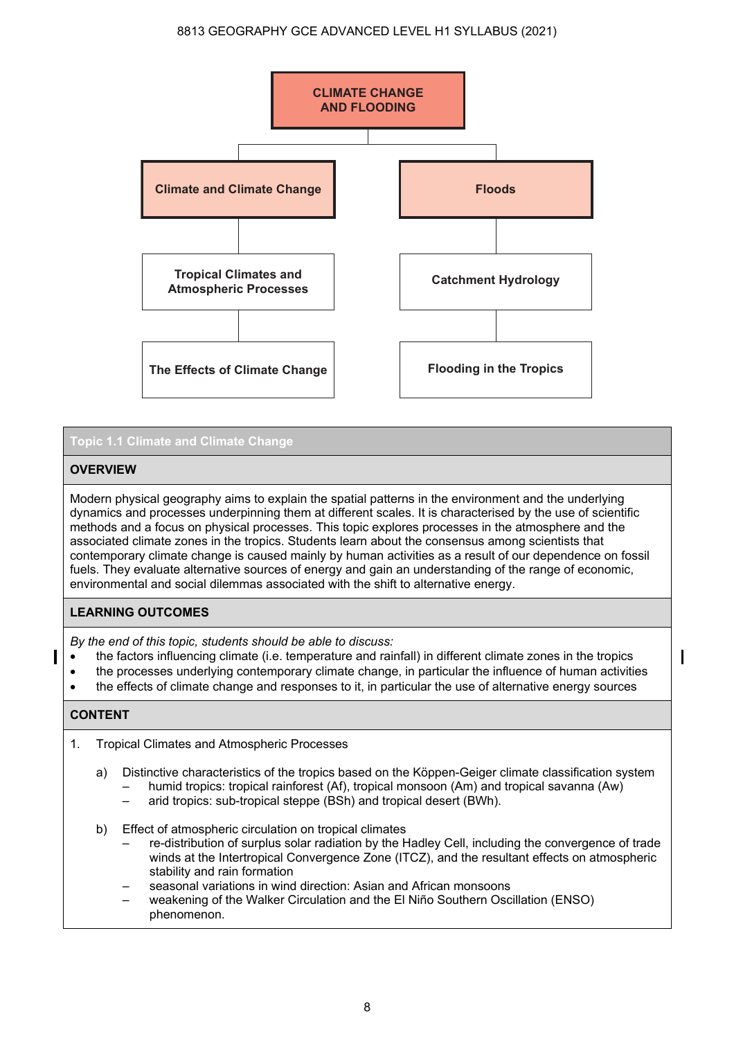**CLIMATE CHANGE AND FLOODING**

- **Climate and Climate Change**
  - Tropical Climates and Atmospheric Processes
  - The Effects of Climate Change
- **Floods**
  - Catchment Hydrology
  - Flooding in the Tropics

## Topic 1.1 Climate and Climate Change

### OVERVIEW

Modern physical geography aims to explain the spatial patterns in the environment and the underlying dynamics and processes underpinning them at different scales. It is characterised by the use of scientific methods and a focus on physical processes. This topic explores processes in the atmosphere and the associated climate zones in the tropics. Students learn about the consensus among scientists that contemporary climate change is caused mainly by human activities as a result of our dependence on fossil fuels. They evaluate alternative sources of energy and gain an understanding of the range of economic, environmental and social dilemmas associated with the shift to alternative energy.

### LEARNING OUTCOMES

*By the end of this topic, students should be able to discuss:*

- the factors influencing climate (i.e. temperature and rainfall) in different climate zones in the tropics
- the processes underlying contemporary climate change, in particular the influence of human activities
- the effects of climate change and responses to it, in particular the use of alternative energy sources

### CONTENT

1. Tropical Climates and Atmospheric Processes

   a) Distinctive characteristics of the tropics based on the Köppen-Geiger climate classification system
      – humid tropics: tropical rainforest (Af), tropical monsoon (Am) and tropical savanna (Aw)
      – arid tropics: sub-tropical steppe (BSh) and tropical desert (BWh).

   b) Effect of atmospheric circulation on tropical climates
      – re-distribution of surplus solar radiation by the Hadley Cell, including the convergence of trade winds at the Intertropical Convergence Zone (ITCZ), and the resultant effects on atmospheric stability and rain formation
      – seasonal variations in wind direction: Asian and African monsoons
      – weakening of the Walker Circulation and the El Niño Southern Oscillation (ENSO) phenomenon.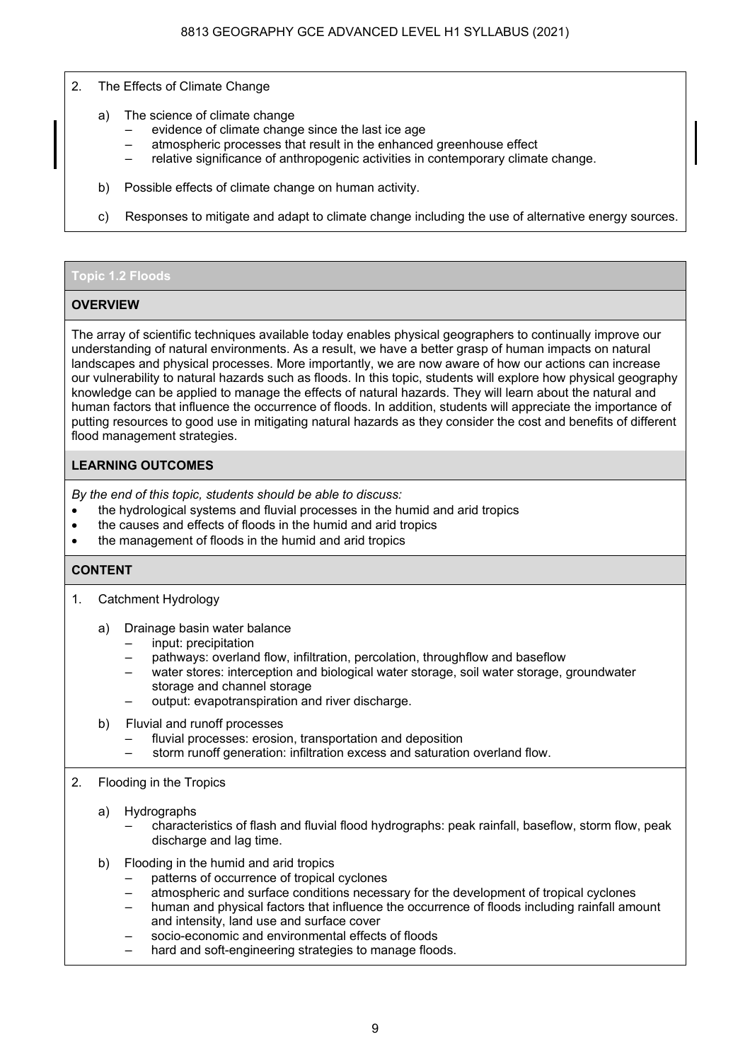2. The Effects of Climate Change

   a) The science of climate change
      – evidence of climate change since the last ice age
      – atmospheric processes that result in the enhanced greenhouse effect
      – relative significance of anthropogenic activities in contemporary climate change.

   b) Possible effects of climate change on human activity.

   c) Responses to mitigate and adapt to climate change including the use of alternative energy sources.

## Topic 1.2 Floods

### OVERVIEW

The array of scientific techniques available today enables physical geographers to continually improve our understanding of natural environments. As a result, we have a better grasp of human impacts on natural landscapes and physical processes. More importantly, we are now aware of how our actions can increase our vulnerability to natural hazards such as floods. In this topic, students will explore how physical geography knowledge can be applied to manage the effects of natural hazards. They will learn about the natural and human factors that influence the occurrence of floods. In addition, students will appreciate the importance of putting resources to good use in mitigating natural hazards as they consider the cost and benefits of different flood management strategies.

### LEARNING OUTCOMES

*By the end of this topic, students should be able to discuss:*

- the hydrological systems and fluvial processes in the humid and arid tropics
- the causes and effects of floods in the humid and arid tropics
- the management of floods in the humid and arid tropics

### CONTENT

1. Catchment Hydrology

   a) Drainage basin water balance
      – input: precipitation
      – pathways: overland flow, infiltration, percolation, throughflow and baseflow
      – water stores: interception and biological water storage, soil water storage, groundwater storage and channel storage
      – output: evapotranspiration and river discharge.

   b) Fluvial and runoff processes
      – fluvial processes: erosion, transportation and deposition
      – storm runoff generation: infiltration excess and saturation overland flow.

2. Flooding in the Tropics

   a) Hydrographs
      – characteristics of flash and fluvial flood hydrographs: peak rainfall, baseflow, storm flow, peak discharge and lag time.

   b) Flooding in the humid and arid tropics
      – patterns of occurrence of tropical cyclones
      – atmospheric and surface conditions necessary for the development of tropical cyclones
      – human and physical factors that influence the occurrence of floods including rainfall amount and intensity, land use and surface cover
      – socio-economic and environmental effects of floods
      – hard and soft-engineering strategies to manage floods.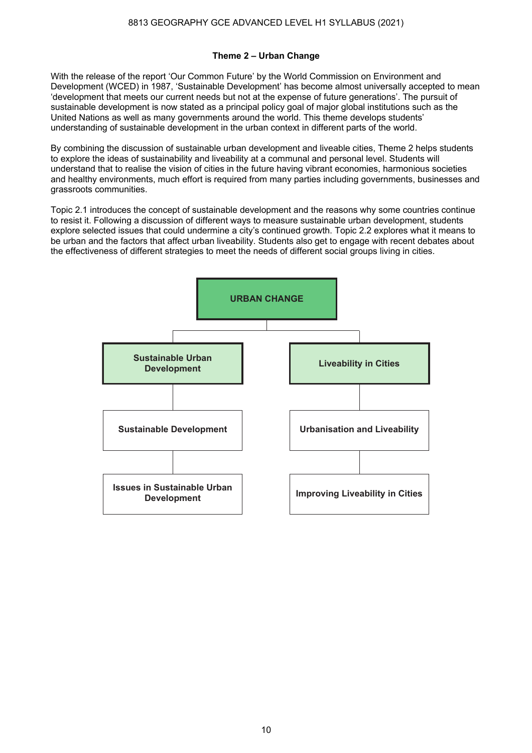## Theme 2 – Urban Change

With the release of the report 'Our Common Future' by the World Commission on Environment and Development (WCED) in 1987, 'Sustainable Development' has become almost universally accepted to mean 'development that meets our current needs but not at the expense of future generations'. The pursuit of sustainable development is now stated as a principal policy goal of major global institutions such as the United Nations as well as many governments around the world. This theme develops students' understanding of sustainable development in the urban context in different parts of the world.

By combining the discussion of sustainable urban development and liveable cities, Theme 2 helps students to explore the ideas of sustainability and liveability at a communal and personal level. Students will understand that to realise the vision of cities in the future having vibrant economies, harmonious societies and healthy environments, much effort is required from many parties including governments, businesses and grassroots communities.

Topic 2.1 introduces the concept of sustainable development and the reasons why some countries continue to resist it. Following a discussion of different ways to measure sustainable urban development, students explore selected issues that could undermine a city's continued growth. Topic 2.2 explores what it means to be urban and the factors that affect urban liveability. Students also get to engage with recent debates about the effectiveness of different strategies to meet the needs of different social groups living in cities.

**URBAN CHANGE**

**Sustainable Urban Development**

**Sustainable Development**

**Issues in Sustainable Urban Development**

**Liveability in Cities**

**Urbanisation and Liveability**

**Improving Liveability in Cities**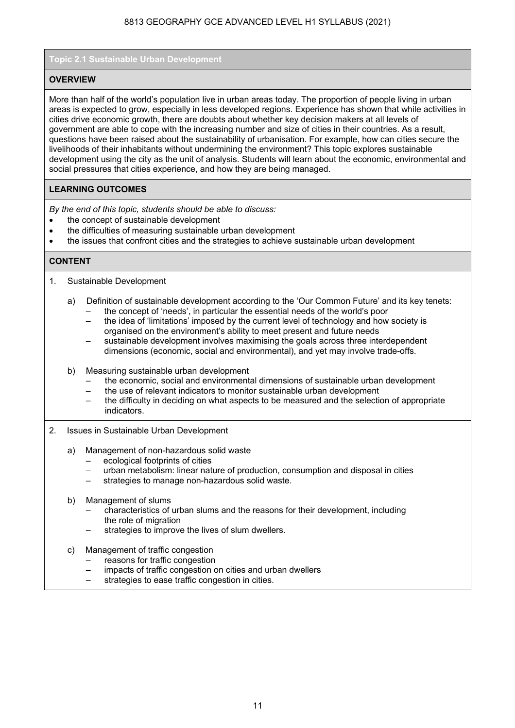## Topic 2.1 Sustainable Urban Development

### OVERVIEW

More than half of the world's population live in urban areas today. The proportion of people living in urban areas is expected to grow, especially in less developed regions. Experience has shown that while activities in cities drive economic growth, there are doubts about whether key decision makers at all levels of government are able to cope with the increasing number and size of cities in their countries. As a result, questions have been raised about the sustainability of urbanisation. For example, how can cities secure the livelihoods of their inhabitants without undermining the environment? This topic explores sustainable development using the city as the unit of analysis. Students will learn about the economic, environmental and social pressures that cities experience, and how they are being managed.

### LEARNING OUTCOMES

*By the end of this topic, students should be able to discuss:*

- the concept of sustainable development
- the difficulties of measuring sustainable urban development
- the issues that confront cities and the strategies to achieve sustainable urban development

### CONTENT

1. Sustainable Development

   a) Definition of sustainable development according to the 'Our Common Future' and its key tenets:
      - the concept of 'needs', in particular the essential needs of the world's poor
      - the idea of 'limitations' imposed by the current level of technology and how society is organised on the environment's ability to meet present and future needs
      - sustainable development involves maximising the goals across three interdependent dimensions (economic, social and environmental), and yet may involve trade-offs.

   b) Measuring sustainable urban development
      - the economic, social and environmental dimensions of sustainable urban development
      - the use of relevant indicators to monitor sustainable urban development
      - the difficulty in deciding on what aspects to be measured and the selection of appropriate indicators.

2. Issues in Sustainable Urban Development

   a) Management of non-hazardous solid waste
      - ecological footprints of cities
      - urban metabolism: linear nature of production, consumption and disposal in cities
      - strategies to manage non-hazardous solid waste.

   b) Management of slums
      - characteristics of urban slums and the reasons for their development, including the role of migration
      - strategies to improve the lives of slum dwellers.

   c) Management of traffic congestion
      - reasons for traffic congestion
      - impacts of traffic congestion on cities and urban dwellers
      - strategies to ease traffic congestion in cities.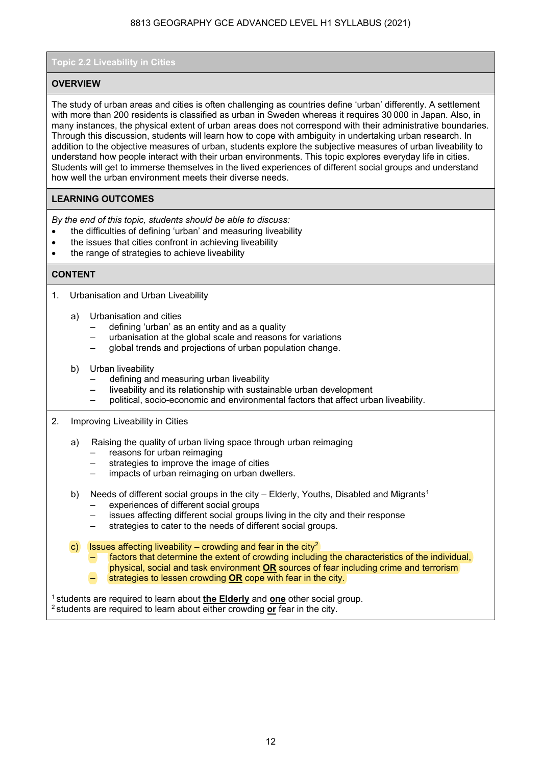## Topic 2.2 Liveability in Cities

### OVERVIEW

The study of urban areas and cities is often challenging as countries define 'urban' differently. A settlement with more than 200 residents is classified as urban in Sweden whereas it requires 30 000 in Japan. Also, in many instances, the physical extent of urban areas does not correspond with their administrative boundaries. Through this discussion, students will learn how to cope with ambiguity in undertaking urban research. In addition to the objective measures of urban, students explore the subjective measures of urban liveability to understand how people interact with their urban environments. This topic explores everyday life in cities. Students will get to immerse themselves in the lived experiences of different social groups and understand how well the urban environment meets their diverse needs.

### LEARNING OUTCOMES

*By the end of this topic, students should be able to discuss:*

- the difficulties of defining 'urban' and measuring liveability
- the issues that cities confront in achieving liveability
- the range of strategies to achieve liveability

### CONTENT

1. Urbanisation and Urban Liveability

   a) Urbanisation and cities
      – defining 'urban' as an entity and as a quality
      – urbanisation at the global scale and reasons for variations
      – global trends and projections of urban population change.

   b) Urban liveability
      – defining and measuring urban liveability
      – liveability and its relationship with sustainable urban development
      – political, socio-economic and environmental factors that affect urban liveability.

2. Improving Liveability in Cities

   a) Raising the quality of urban living space through urban reimaging
      – reasons for urban reimaging
      – strategies to improve the image of cities
      – impacts of urban reimaging on urban dwellers.

   b) Needs of different social groups in the city – Elderly, Youths, Disabled and Migrants[1]
      – experiences of different social groups
      – issues affecting different social groups living in the city and their response
      – strategies to cater to the needs of different social groups.

   c) Issues affecting liveability – crowding and fear in the city[2]
      – factors that determine the extent of crowding including the characteristics of the individual, physical, social and task environment **OR** sources of fear including crime and terrorism
      – strategies to lessen crowding **OR** cope with fear in the city.

[1] students are required to learn about **the Elderly** and **one** other social group.
[2] students are required to learn about either crowding **or** fear in the city.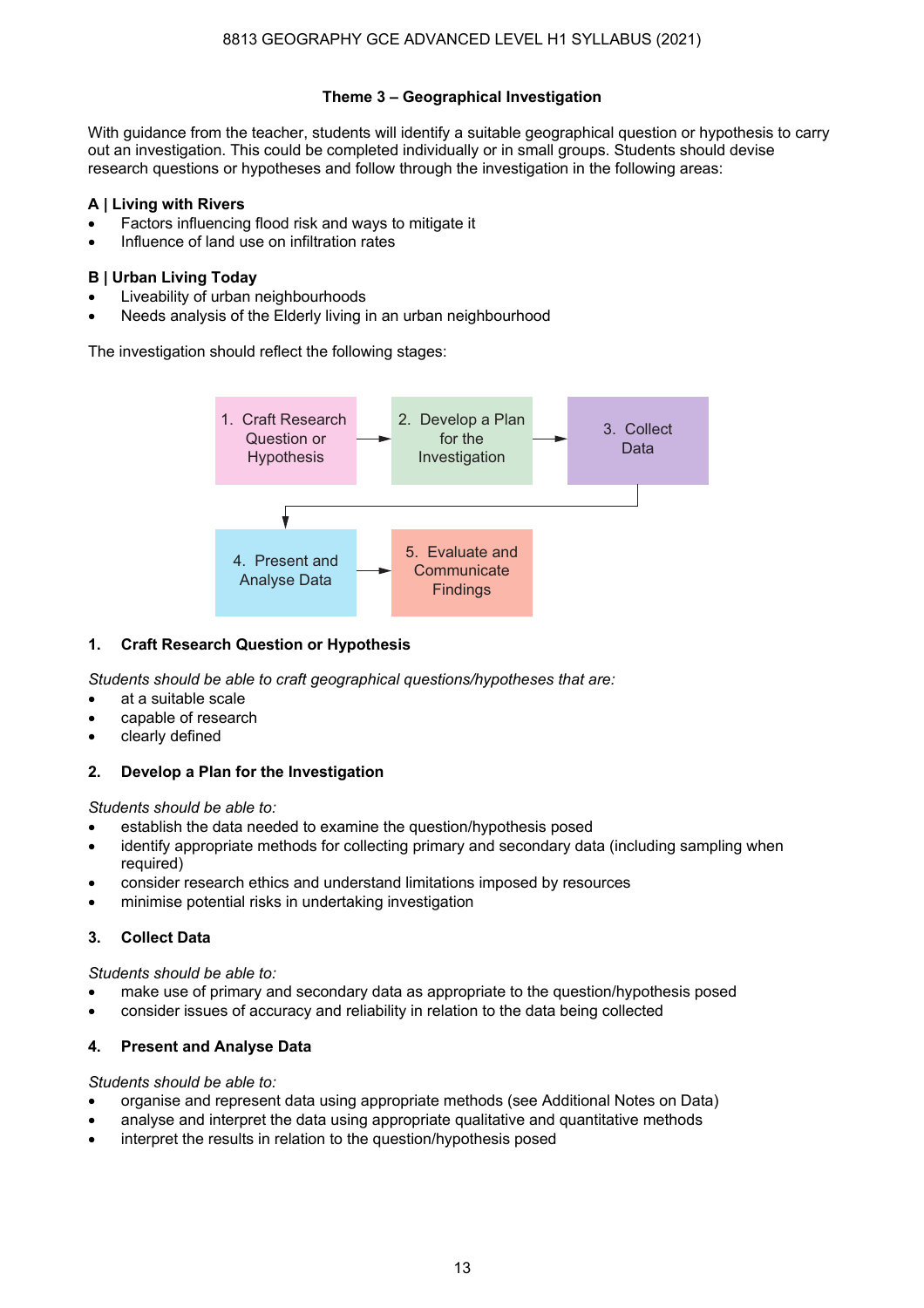### Theme 3 – Geographical Investigation

With guidance from the teacher, students will identify a suitable geographical question or hypothesis to carry out an investigation. This could be completed individually or in small groups. Students should devise research questions or hypotheses and follow through the investigation in the following areas:

**A | Living with Rivers**
- Factors influencing flood risk and ways to mitigate it
- Influence of land use on infiltration rates

**B | Urban Living Today**
- Liveability of urban neighbourhoods
- Needs analysis of the Elderly living in an urban neighbourhood

The investigation should reflect the following stages:

1. Craft Research Question or Hypothesis
2. Develop a Plan for the Investigation
3. Collect Data
4. Present and Analyse Data
5. Evaluate and Communicate Findings

#### 1. Craft Research Question or Hypothesis

*Students should be able to craft geographical questions/hypotheses that are:*
- at a suitable scale
- capable of research
- clearly defined

#### 2. Develop a Plan for the Investigation

*Students should be able to:*
- establish the data needed to examine the question/hypothesis posed
- identify appropriate methods for collecting primary and secondary data (including sampling when required)
- consider research ethics and understand limitations imposed by resources
- minimise potential risks in undertaking investigation

#### 3. Collect Data

*Students should be able to:*
- make use of primary and secondary data as appropriate to the question/hypothesis posed
- consider issues of accuracy and reliability in relation to the data being collected

#### 4. Present and Analyse Data

*Students should be able to:*
- organise and represent data using appropriate methods (see Additional Notes on Data)
- analyse and interpret the data using appropriate qualitative and quantitative methods
- interpret the results in relation to the question/hypothesis posed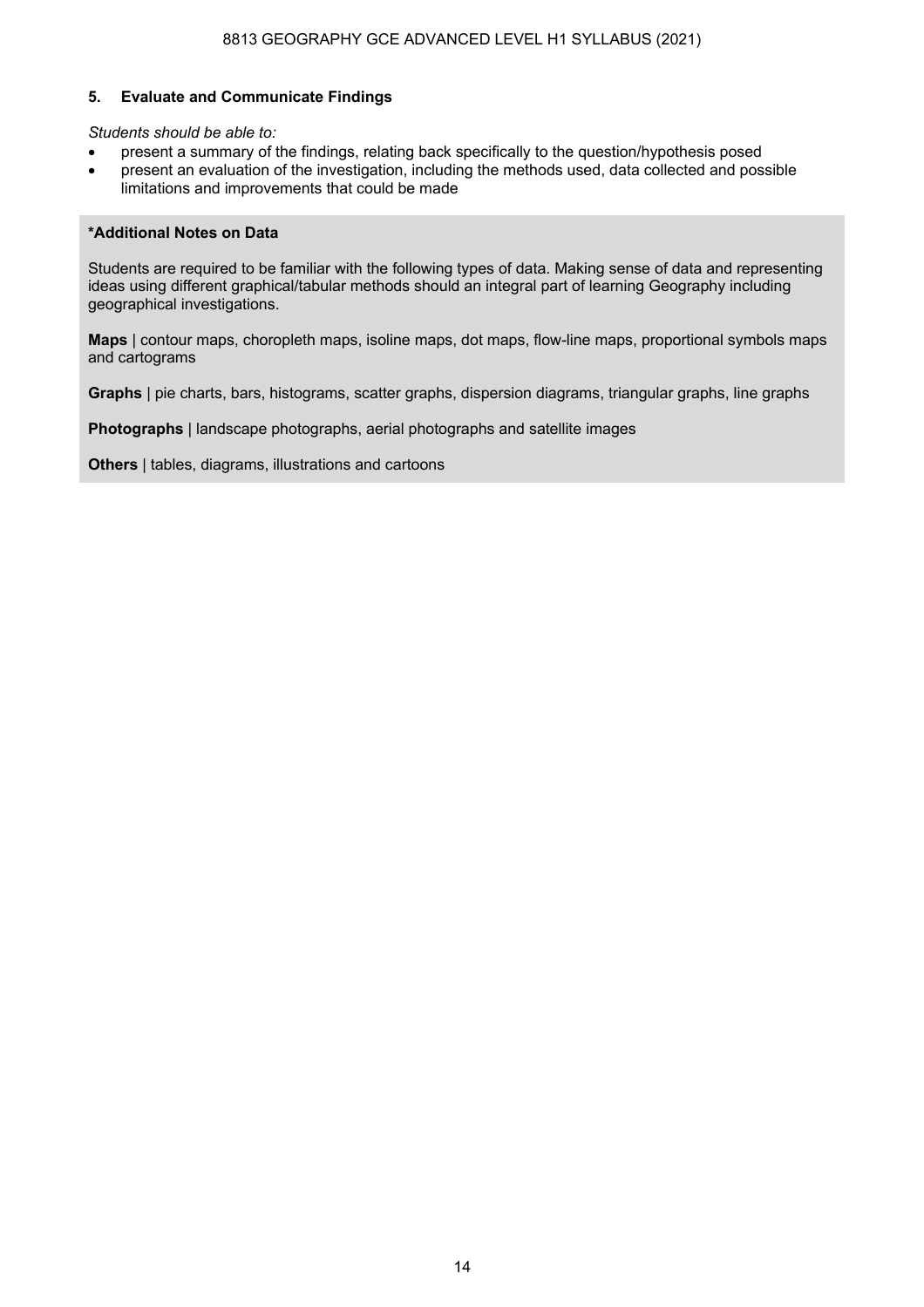### 5. Evaluate and Communicate Findings

*Students should be able to:*

- present a summary of the findings, relating back specifically to the question/hypothesis posed
- present an evaluation of the investigation, including the methods used, data collected and possible limitations and improvements that could be made

**\*Additional Notes on Data**

Students are required to be familiar with the following types of data. Making sense of data and representing ideas using different graphical/tabular methods should an integral part of learning Geography including geographical investigations.

**Maps** | contour maps, choropleth maps, isoline maps, dot maps, flow-line maps, proportional symbols maps and cartograms

**Graphs** | pie charts, bars, histograms, scatter graphs, dispersion diagrams, triangular graphs, line graphs

**Photographs** | landscape photographs, aerial photographs and satellite images

**Others** | tables, diagrams, illustrations and cartoons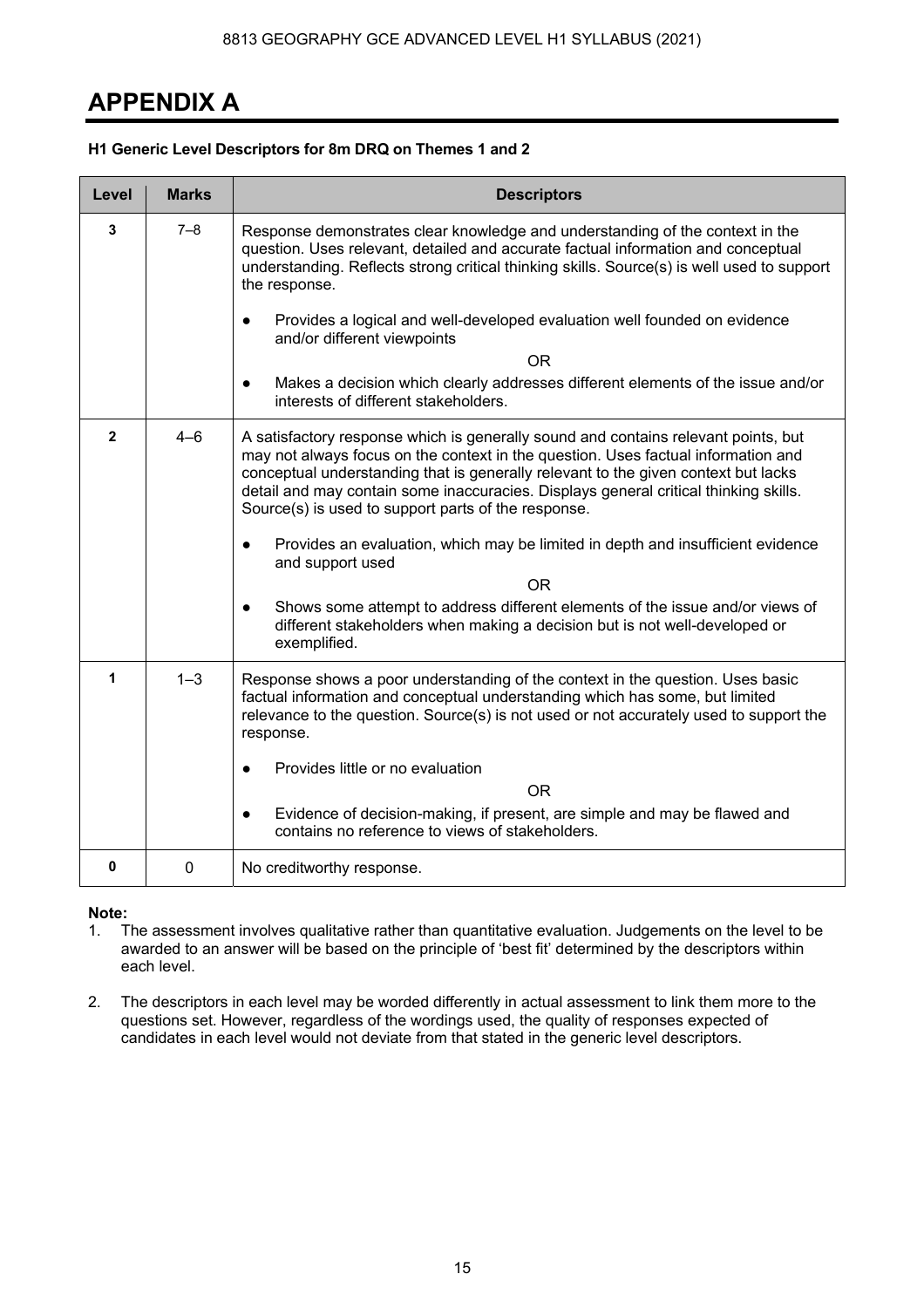# APPENDIX A

**H1 Generic Level Descriptors for 8m DRQ on Themes 1 and 2**

| Level | Marks | Descriptors |
|---|---|---|
| **3** | 7–8 | Response demonstrates clear knowledge and understanding of the context in the question. Uses relevant, detailed and accurate factual information and conceptual understanding. Reflects strong critical thinking skills. Source(s) is well used to support the response.<br><br>● Provides a logical and well-developed evaluation well founded on evidence and/or different viewpoints<br>OR<br>● Makes a decision which clearly addresses different elements of the issue and/or interests of different stakeholders. |
| **2** | 4–6 | A satisfactory response which is generally sound and contains relevant points, but may not always focus on the context in the question. Uses factual information and conceptual understanding that is generally relevant to the given context but lacks detail and may contain some inaccuracies. Displays general critical thinking skills. Source(s) is used to support parts of the response.<br><br>● Provides an evaluation, which may be limited in depth and insufficient evidence and support used<br>OR<br>● Shows some attempt to address different elements of the issue and/or views of different stakeholders when making a decision but is not well-developed or exemplified. |
| **1** | 1–3 | Response shows a poor understanding of the context in the question. Uses basic factual information and conceptual understanding which has some, but limited relevance to the question. Source(s) is not used or not accurately used to support the response.<br><br>● Provides little or no evaluation<br>OR<br>● Evidence of decision-making, if present, are simple and may be flawed and contains no reference to views of stakeholders. |
| **0** | 0 | No creditworthy response. |

**Note:**

1. The assessment involves qualitative rather than quantitative evaluation. Judgements on the level to be awarded to an answer will be based on the principle of 'best fit' determined by the descriptors within each level.

2. The descriptors in each level may be worded differently in actual assessment to link them more to the questions set. However, regardless of the wordings used, the quality of responses expected of candidates in each level would not deviate from that stated in the generic level descriptors.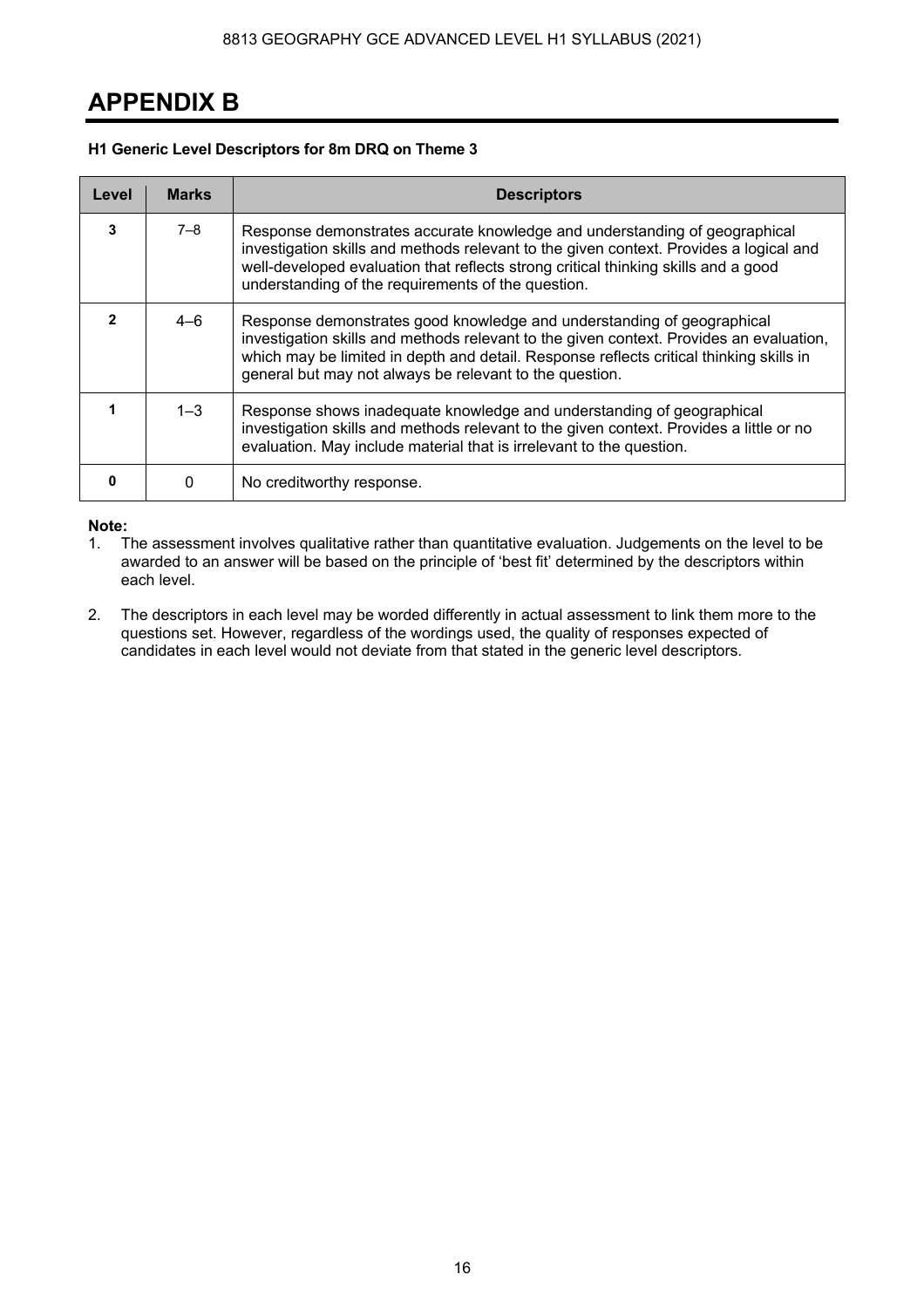# APPENDIX B

**H1 Generic Level Descriptors for 8m DRQ on Theme 3**

| Level | Marks | Descriptors |
|---|---|---|
| **3** | 7–8 | Response demonstrates accurate knowledge and understanding of geographical investigation skills and methods relevant to the given context. Provides a logical and well-developed evaluation that reflects strong critical thinking skills and a good understanding of the requirements of the question. |
| **2** | 4–6 | Response demonstrates good knowledge and understanding of geographical investigation skills and methods relevant to the given context. Provides an evaluation, which may be limited in depth and detail. Response reflects critical thinking skills in general but may not always be relevant to the question. |
| **1** | 1–3 | Response shows inadequate knowledge and understanding of geographical investigation skills and methods relevant to the given context. Provides a little or no evaluation. May include material that is irrelevant to the question. |
| **0** | 0 | No creditworthy response. |

**Note:**

1. The assessment involves qualitative rather than quantitative evaluation. Judgements on the level to be awarded to an answer will be based on the principle of 'best fit' determined by the descriptors within each level.

2. The descriptors in each level may be worded differently in actual assessment to link them more to the questions set. However, regardless of the wordings used, the quality of responses expected of candidates in each level would not deviate from that stated in the generic level descriptors.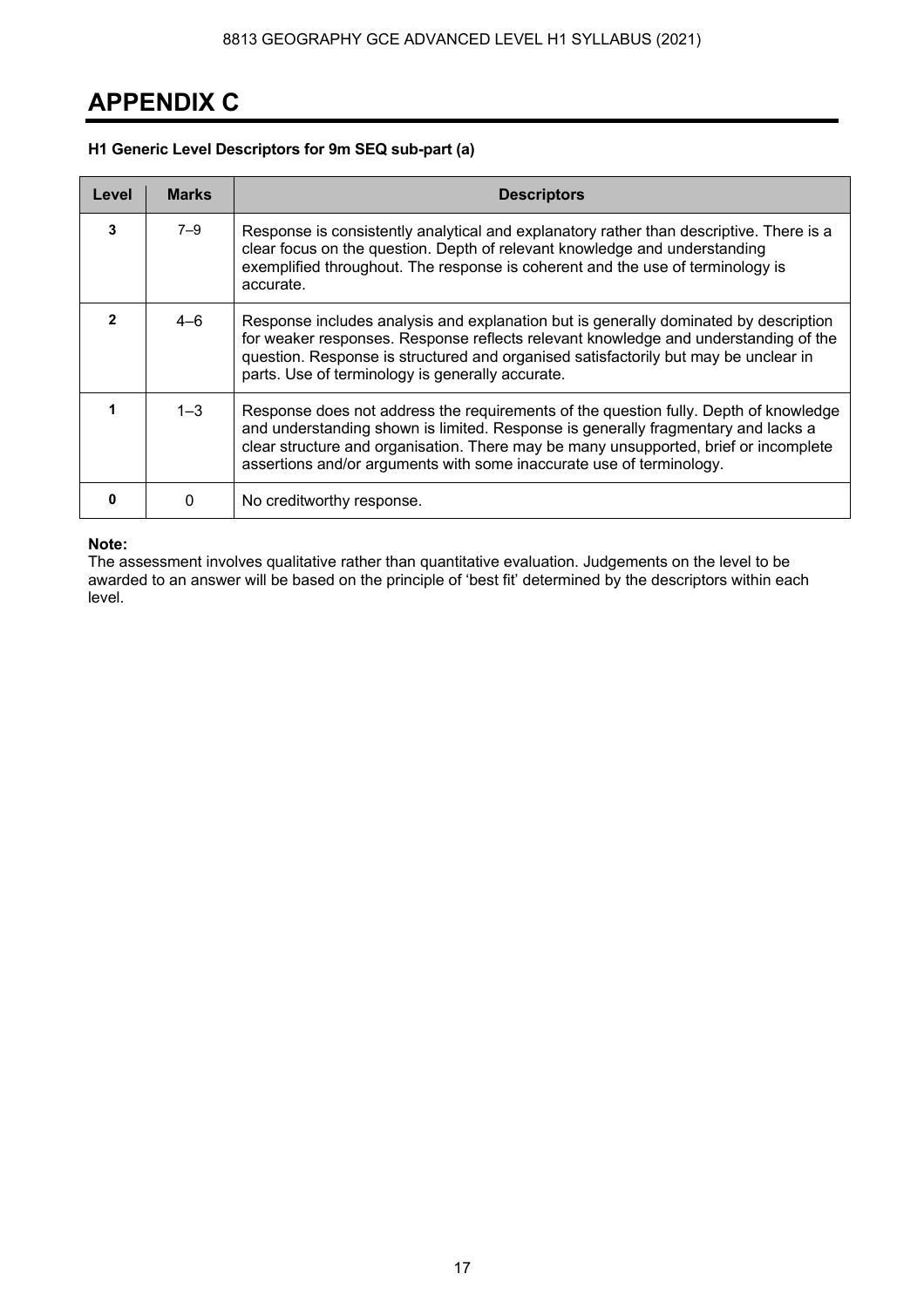# APPENDIX C

**H1 Generic Level Descriptors for 9m SEQ sub-part (a)**

| Level | Marks | Descriptors |
|---|---|---|
| **3** | 7–9 | Response is consistently analytical and explanatory rather than descriptive. There is a clear focus on the question. Depth of relevant knowledge and understanding exemplified throughout. The response is coherent and the use of terminology is accurate. |
| **2** | 4–6 | Response includes analysis and explanation but is generally dominated by description for weaker responses. Response reflects relevant knowledge and understanding of the question. Response is structured and organised satisfactorily but may be unclear in parts. Use of terminology is generally accurate. |
| **1** | 1–3 | Response does not address the requirements of the question fully. Depth of knowledge and understanding shown is limited. Response is generally fragmentary and lacks a clear structure and organisation. There may be many unsupported, brief or incomplete assertions and/or arguments with some inaccurate use of terminology. |
| **0** | 0 | No creditworthy response. |

**Note:**
The assessment involves qualitative rather than quantitative evaluation. Judgements on the level to be awarded to an answer will be based on the principle of 'best fit' determined by the descriptors within each level.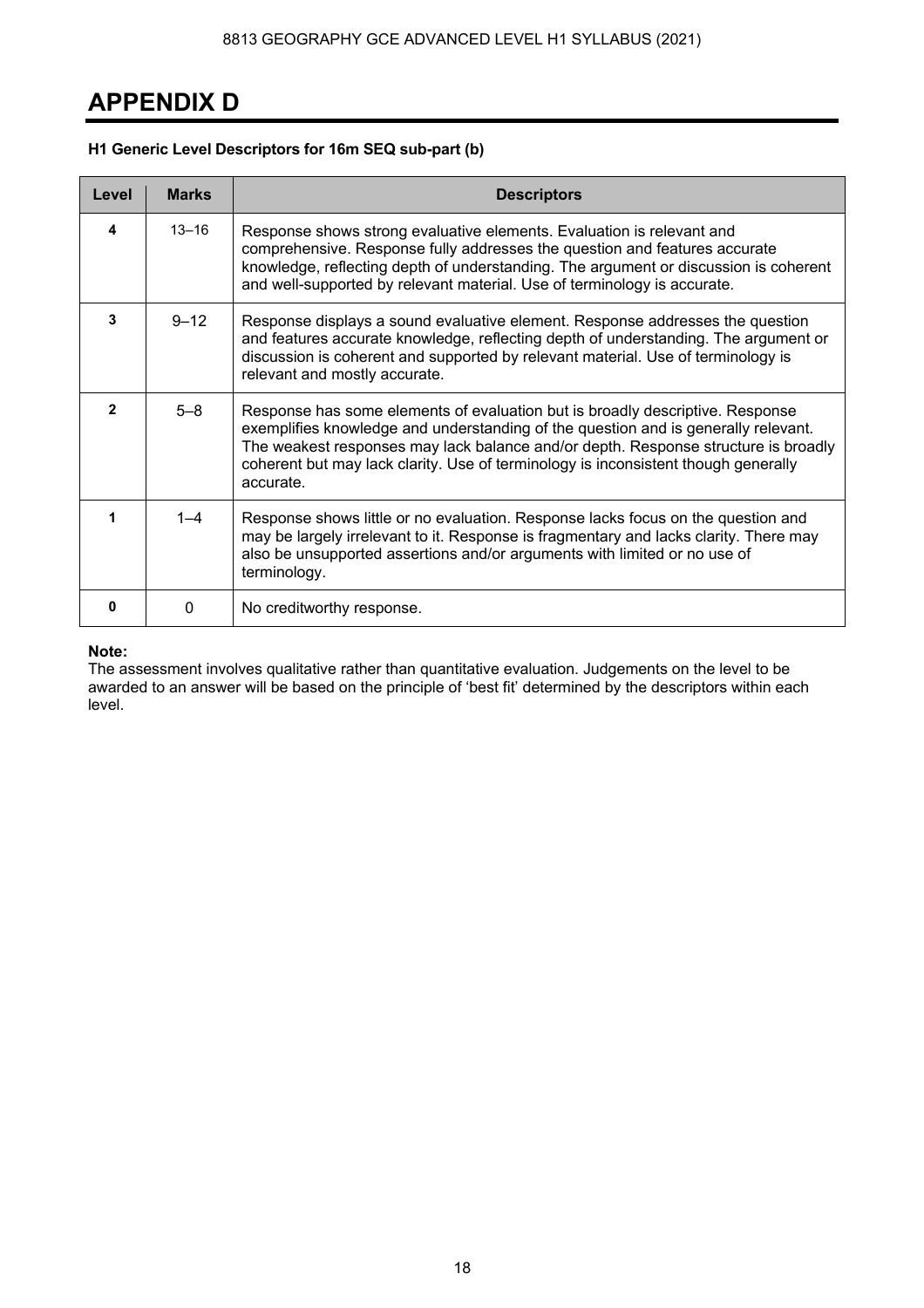# APPENDIX D

**H1 Generic Level Descriptors for 16m SEQ sub-part (b)**

| Level | Marks | Descriptors |
|---|---|---|
| 4 | 13–16 | Response shows strong evaluative elements. Evaluation is relevant and comprehensive. Response fully addresses the question and features accurate knowledge, reflecting depth of understanding. The argument or discussion is coherent and well-supported by relevant material. Use of terminology is accurate. |
| 3 | 9–12 | Response displays a sound evaluative element. Response addresses the question and features accurate knowledge, reflecting depth of understanding. The argument or discussion is coherent and supported by relevant material. Use of terminology is relevant and mostly accurate. |
| 2 | 5–8 | Response has some elements of evaluation but is broadly descriptive. Response exemplifies knowledge and understanding of the question and is generally relevant. The weakest responses may lack balance and/or depth. Response structure is broadly coherent but may lack clarity. Use of terminology is inconsistent though generally accurate. |
| 1 | 1–4 | Response shows little or no evaluation. Response lacks focus on the question and may be largely irrelevant to it. Response is fragmentary and lacks clarity. There may also be unsupported assertions and/or arguments with limited or no use of terminology. |
| 0 | 0 | No creditworthy response. |

**Note:**
The assessment involves qualitative rather than quantitative evaluation. Judgements on the level to be awarded to an answer will be based on the principle of 'best fit' determined by the descriptors within each level.